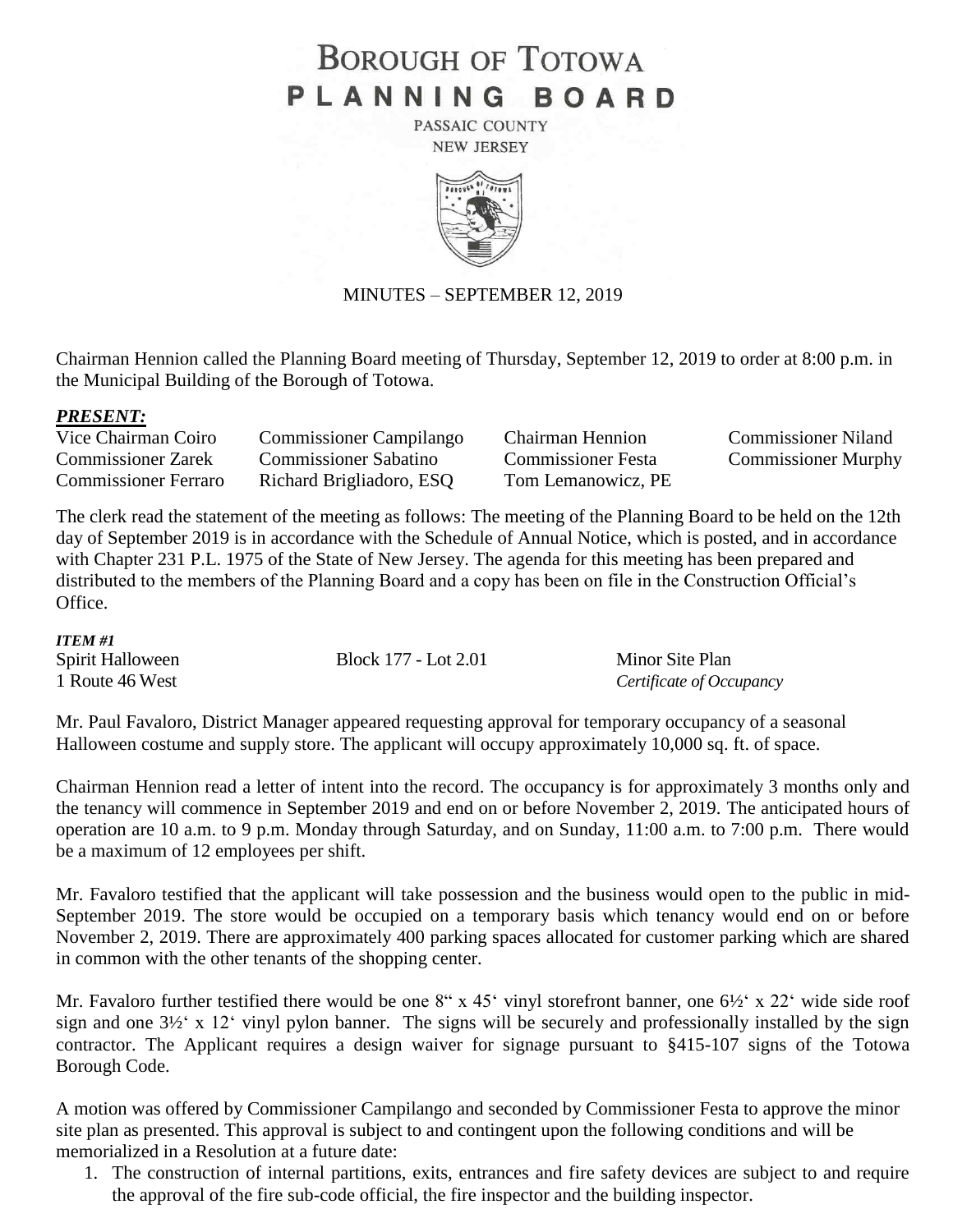# BOROUGH OF TOTOWA
# PLANNING BOARD

PASSAIC COUNTY
NEW JERSEY

MINUTES – SEPTEMBER 12, 2019

Chairman Hennion called the Planning Board meeting of Thursday, September 12, 2019 to order at 8:00 p.m. in the Municipal Building of the Borough of Totowa.

***PRESENT:***

| | | | |
|---|---|---|---|
| Vice Chairman Coiro | Commissioner Campilango | Chairman Hennion | Commissioner Niland |
| Commissioner Zarek | Commissioner Sabatino | Commissioner Festa | Commissioner Murphy |
| Commissioner Ferraro | Richard Brigliadoro, ESQ | Tom Lemanowicz, PE | |

The clerk read the statement of the meeting as follows: The meeting of the Planning Board to be held on the 12th day of September 2019 is in accordance with the Schedule of Annual Notice, which is posted, and in accordance with Chapter 231 P.L. 1975 of the State of New Jersey. The agenda for this meeting has been prepared and distributed to the members of the Planning Board and a copy has been on file in the Construction Official's Office.

***ITEM #1***

| | | |
|---|---|---|
| Spirit Halloween | Block 177 - Lot 2.01 | Minor Site Plan |
| 1 Route 46 West | | *Certificate of Occupancy* |

Mr. Paul Favaloro, District Manager appeared requesting approval for temporary occupancy of a seasonal Halloween costume and supply store. The applicant will occupy approximately 10,000 sq. ft. of space.

Chairman Hennion read a letter of intent into the record. The occupancy is for approximately 3 months only and the tenancy will commence in September 2019 and end on or before November 2, 2019. The anticipated hours of operation are 10 a.m. to 9 p.m. Monday through Saturday, and on Sunday, 11:00 a.m. to 7:00 p.m. There would be a maximum of 12 employees per shift.

Mr. Favaloro testified that the applicant will take possession and the business would open to the public in mid-September 2019. The store would be occupied on a temporary basis which tenancy would end on or before November 2, 2019. There are approximately 400 parking spaces allocated for customer parking which are shared in common with the other tenants of the shopping center.

Mr. Favaloro further testified there would be one 8" x 45' vinyl storefront banner, one 6½' x 22' wide side roof sign and one 3½' x 12' vinyl pylon banner. The signs will be securely and professionally installed by the sign contractor. The Applicant requires a design waiver for signage pursuant to §415-107 signs of the Totowa Borough Code.

A motion was offered by Commissioner Campilango and seconded by Commissioner Festa to approve the minor site plan as presented. This approval is subject to and contingent upon the following conditions and will be memorialized in a Resolution at a future date:

1. The construction of internal partitions, exits, entrances and fire safety devices are subject to and require the approval of the fire sub-code official, the fire inspector and the building inspector.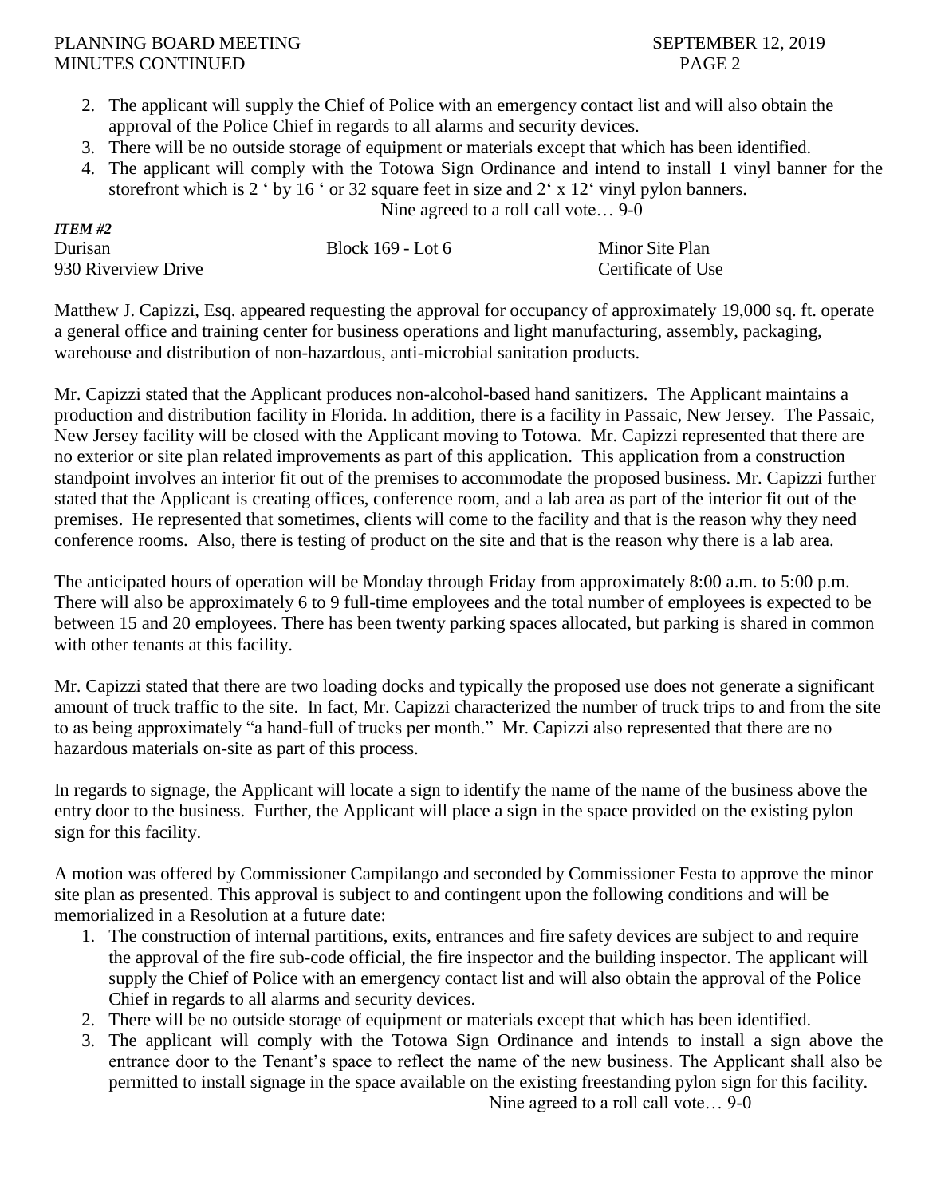2. The applicant will supply the Chief of Police with an emergency contact list and will also obtain the approval of the Police Chief in regards to all alarms and security devices.
3. There will be no outside storage of equipment or materials except that which has been identified.
4. The applicant will comply with the Totowa Sign Ordinance and intend to install 1 vinyl banner for the storefront which is 2 ' by 16 ' or 32 square feet in size and 2' x 12' vinyl pylon banners.

Nine agreed to a roll call vote… 9-0

***ITEM #2***

| | | |
|---|---|---|
| Durisan | Block 169 - Lot 6 | Minor Site Plan |
| 930 Riverview Drive | | Certificate of Use |

Matthew J. Capizzi, Esq. appeared requesting the approval for occupancy of approximately 19,000 sq. ft. operate a general office and training center for business operations and light manufacturing, assembly, packaging, warehouse and distribution of non-hazardous, anti-microbial sanitation products.

Mr. Capizzi stated that the Applicant produces non-alcohol-based hand sanitizers. The Applicant maintains a production and distribution facility in Florida. In addition, there is a facility in Passaic, New Jersey. The Passaic, New Jersey facility will be closed with the Applicant moving to Totowa. Mr. Capizzi represented that there are no exterior or site plan related improvements as part of this application. This application from a construction standpoint involves an interior fit out of the premises to accommodate the proposed business. Mr. Capizzi further stated that the Applicant is creating offices, conference room, and a lab area as part of the interior fit out of the premises. He represented that sometimes, clients will come to the facility and that is the reason why they need conference rooms. Also, there is testing of product on the site and that is the reason why there is a lab area.

The anticipated hours of operation will be Monday through Friday from approximately 8:00 a.m. to 5:00 p.m. There will also be approximately 6 to 9 full-time employees and the total number of employees is expected to be between 15 and 20 employees. There has been twenty parking spaces allocated, but parking is shared in common with other tenants at this facility.

Mr. Capizzi stated that there are two loading docks and typically the proposed use does not generate a significant amount of truck traffic to the site. In fact, Mr. Capizzi characterized the number of truck trips to and from the site to as being approximately "a hand-full of trucks per month." Mr. Capizzi also represented that there are no hazardous materials on-site as part of this process.

In regards to signage, the Applicant will locate a sign to identify the name of the name of the business above the entry door to the business. Further, the Applicant will place a sign in the space provided on the existing pylon sign for this facility.

A motion was offered by Commissioner Campilango and seconded by Commissioner Festa to approve the minor site plan as presented. This approval is subject to and contingent upon the following conditions and will be memorialized in a Resolution at a future date:

1. The construction of internal partitions, exits, entrances and fire safety devices are subject to and require the approval of the fire sub-code official, the fire inspector and the building inspector. The applicant will supply the Chief of Police with an emergency contact list and will also obtain the approval of the Police Chief in regards to all alarms and security devices.
2. There will be no outside storage of equipment or materials except that which has been identified.
3. The applicant will comply with the Totowa Sign Ordinance and intends to install a sign above the entrance door to the Tenant's space to reflect the name of the new business. The Applicant shall also be permitted to install signage in the space available on the existing freestanding pylon sign for this facility.

Nine agreed to a roll call vote… 9-0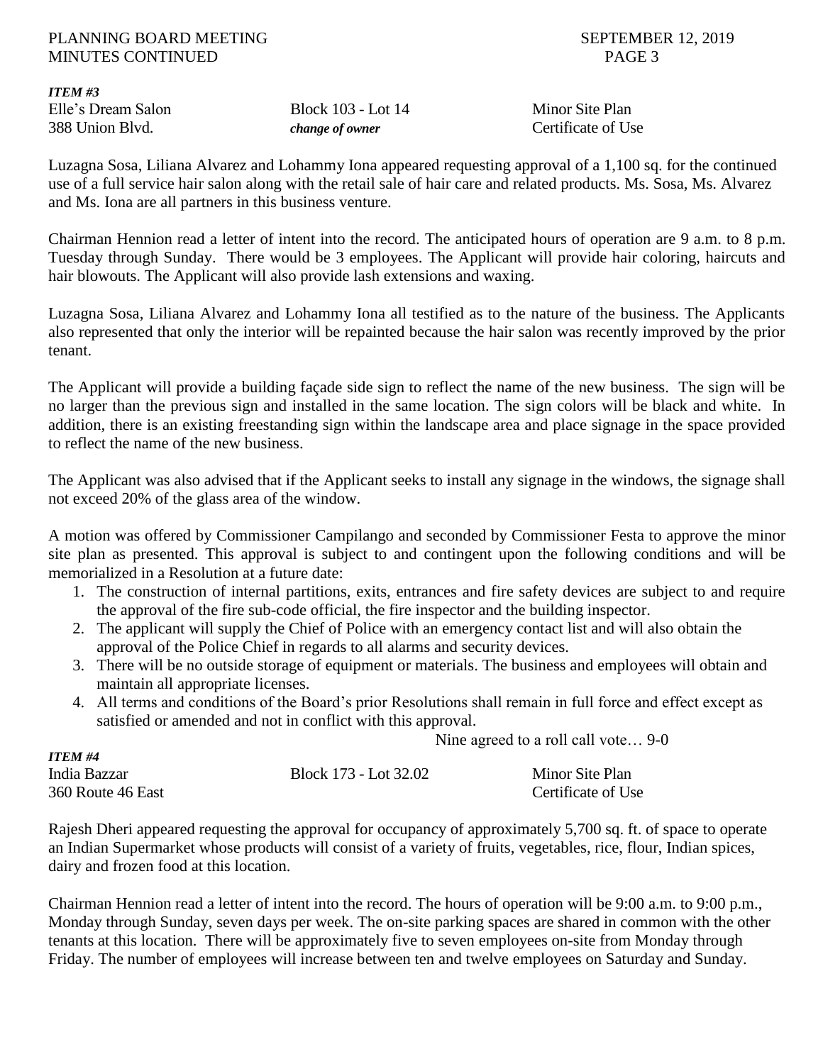***ITEM #3***

| | | |
|---|---|---|
| Elle's Dream Salon | Block 103 - Lot 14 | Minor Site Plan |
| 388 Union Blvd. | ***change of owner*** | Certificate of Use |

Luzagna Sosa, Liliana Alvarez and Lohammy Iona appeared requesting approval of a 1,100 sq. for the continued use of a full service hair salon along with the retail sale of hair care and related products. Ms. Sosa, Ms. Alvarez and Ms. Iona are all partners in this business venture.

Chairman Hennion read a letter of intent into the record. The anticipated hours of operation are 9 a.m. to 8 p.m. Tuesday through Sunday. There would be 3 employees. The Applicant will provide hair coloring, haircuts and hair blowouts. The Applicant will also provide lash extensions and waxing.

Luzagna Sosa, Liliana Alvarez and Lohammy Iona all testified as to the nature of the business. The Applicants also represented that only the interior will be repainted because the hair salon was recently improved by the prior tenant.

The Applicant will provide a building façade side sign to reflect the name of the new business. The sign will be no larger than the previous sign and installed in the same location. The sign colors will be black and white. In addition, there is an existing freestanding sign within the landscape area and place signage in the space provided to reflect the name of the new business.

The Applicant was also advised that if the Applicant seeks to install any signage in the windows, the signage shall not exceed 20% of the glass area of the window.

A motion was offered by Commissioner Campilango and seconded by Commissioner Festa to approve the minor site plan as presented. This approval is subject to and contingent upon the following conditions and will be memorialized in a Resolution at a future date:

1. The construction of internal partitions, exits, entrances and fire safety devices are subject to and require the approval of the fire sub-code official, the fire inspector and the building inspector.
2. The applicant will supply the Chief of Police with an emergency contact list and will also obtain the approval of the Police Chief in regards to all alarms and security devices.
3. There will be no outside storage of equipment or materials. The business and employees will obtain and maintain all appropriate licenses.
4. All terms and conditions of the Board's prior Resolutions shall remain in full force and effect except as satisfied or amended and not in conflict with this approval.

Nine agreed to a roll call vote… 9-0

***ITEM #4***

| | | |
|---|---|---|
| India Bazzar | Block 173 - Lot 32.02 | Minor Site Plan |
| 360 Route 46 East | | Certificate of Use |

Rajesh Dheri appeared requesting the approval for occupancy of approximately 5,700 sq. ft. of space to operate an Indian Supermarket whose products will consist of a variety of fruits, vegetables, rice, flour, Indian spices, dairy and frozen food at this location.

Chairman Hennion read a letter of intent into the record. The hours of operation will be 9:00 a.m. to 9:00 p.m., Monday through Sunday, seven days per week. The on-site parking spaces are shared in common with the other tenants at this location. There will be approximately five to seven employees on-site from Monday through Friday. The number of employees will increase between ten and twelve employees on Saturday and Sunday.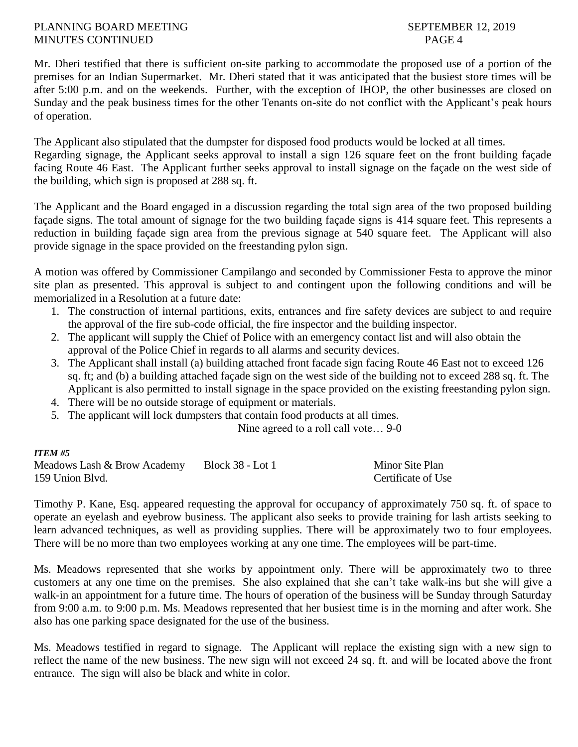Mr. Dheri testified that there is sufficient on-site parking to accommodate the proposed use of a portion of the premises for an Indian Supermarket. Mr. Dheri stated that it was anticipated that the busiest store times will be after 5:00 p.m. and on the weekends. Further, with the exception of IHOP, the other businesses are closed on Sunday and the peak business times for the other Tenants on-site do not conflict with the Applicant's peak hours of operation.

The Applicant also stipulated that the dumpster for disposed food products would be locked at all times. Regarding signage, the Applicant seeks approval to install a sign 126 square feet on the front building façade facing Route 46 East. The Applicant further seeks approval to install signage on the façade on the west side of the building, which sign is proposed at 288 sq. ft.

The Applicant and the Board engaged in a discussion regarding the total sign area of the two proposed building façade signs. The total amount of signage for the two building façade signs is 414 square feet. This represents a reduction in building façade sign area from the previous signage at 540 square feet. The Applicant will also provide signage in the space provided on the freestanding pylon sign.

A motion was offered by Commissioner Campilango and seconded by Commissioner Festa to approve the minor site plan as presented. This approval is subject to and contingent upon the following conditions and will be memorialized in a Resolution at a future date:

1. The construction of internal partitions, exits, entrances and fire safety devices are subject to and require the approval of the fire sub-code official, the fire inspector and the building inspector.
2. The applicant will supply the Chief of Police with an emergency contact list and will also obtain the approval of the Police Chief in regards to all alarms and security devices.
3. The Applicant shall install (a) building attached front facade sign facing Route 46 East not to exceed 126 sq. ft; and (b) a building attached façade sign on the west side of the building not to exceed 288 sq. ft. The Applicant is also permitted to install signage in the space provided on the existing freestanding pylon sign.
4. There will be no outside storage of equipment or materials.
5. The applicant will lock dumpsters that contain food products at all times.

Nine agreed to a roll call vote… 9-0

***ITEM #5***

Meadows Lash & Brow Academy — Block 38 - Lot 1 — Minor Site Plan
159 Union Blvd. — Certificate of Use

Timothy P. Kane, Esq. appeared requesting the approval for occupancy of approximately 750 sq. ft. of space to operate an eyelash and eyebrow business. The applicant also seeks to provide training for lash artists seeking to learn advanced techniques, as well as providing supplies. There will be approximately two to four employees. There will be no more than two employees working at any one time. The employees will be part-time.

Ms. Meadows represented that she works by appointment only. There will be approximately two to three customers at any one time on the premises. She also explained that she can't take walk-ins but she will give a walk-in an appointment for a future time. The hours of operation of the business will be Sunday through Saturday from 9:00 a.m. to 9:00 p.m. Ms. Meadows represented that her busiest time is in the morning and after work. She also has one parking space designated for the use of the business.

Ms. Meadows testified in regard to signage. The Applicant will replace the existing sign with a new sign to reflect the name of the new business. The new sign will not exceed 24 sq. ft. and will be located above the front entrance. The sign will also be black and white in color.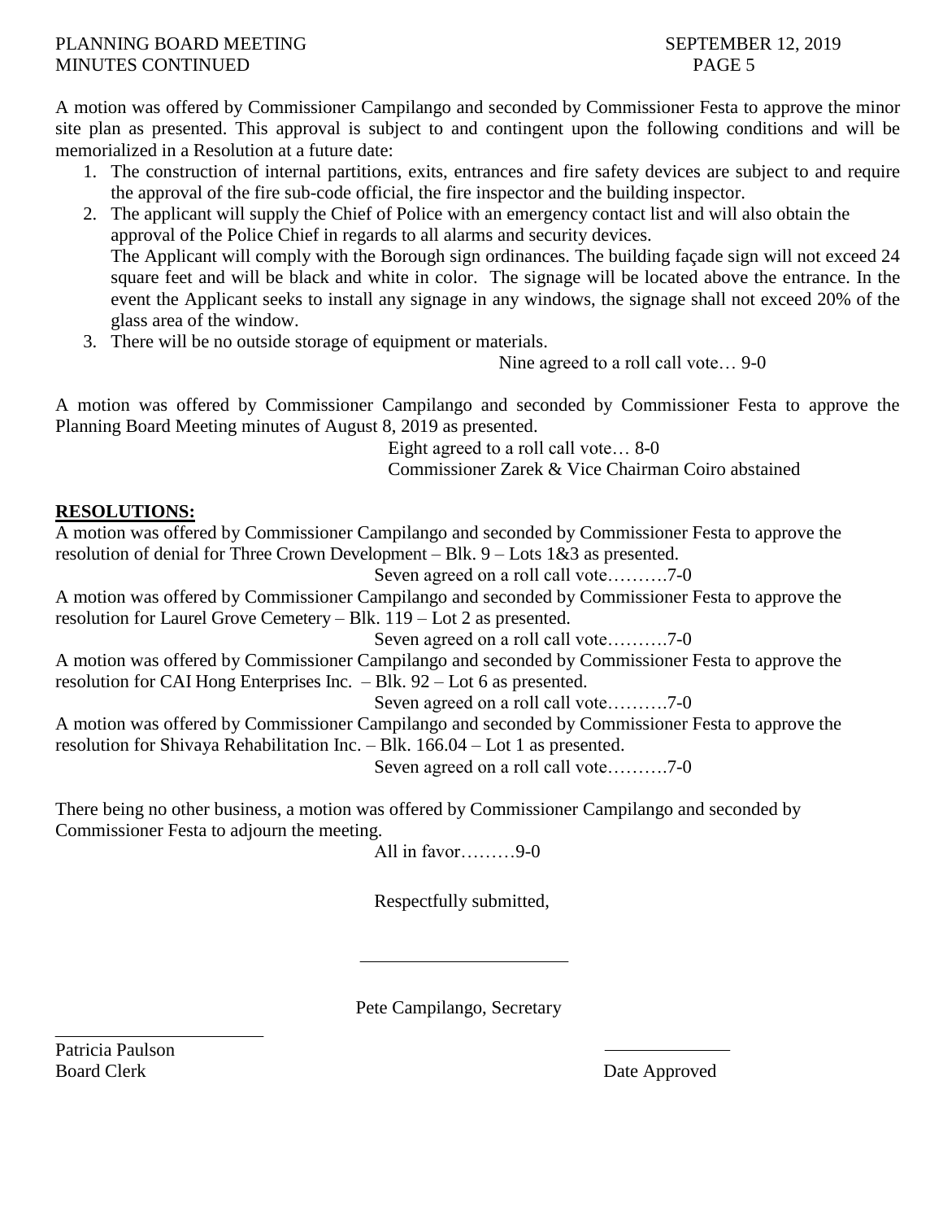A motion was offered by Commissioner Campilango and seconded by Commissioner Festa to approve the minor site plan as presented. This approval is subject to and contingent upon the following conditions and will be memorialized in a Resolution at a future date:

1. The construction of internal partitions, exits, entrances and fire safety devices are subject to and require the approval of the fire sub-code official, the fire inspector and the building inspector.
2. The applicant will supply the Chief of Police with an emergency contact list and will also obtain the approval of the Police Chief in regards to all alarms and security devices.
   The Applicant will comply with the Borough sign ordinances. The building façade sign will not exceed 24 square feet and will be black and white in color. The signage will be located above the entrance. In the event the Applicant seeks to install any signage in any windows, the signage shall not exceed 20% of the glass area of the window.
3. There will be no outside storage of equipment or materials.

Nine agreed to a roll call vote… 9-0

A motion was offered by Commissioner Campilango and seconded by Commissioner Festa to approve the Planning Board Meeting minutes of August 8, 2019 as presented.

Eight agreed to a roll call vote… 8-0
Commissioner Zarek & Vice Chairman Coiro abstained

**RESOLUTIONS:**

A motion was offered by Commissioner Campilango and seconded by Commissioner Festa to approve the resolution of denial for Three Crown Development – Blk. 9 – Lots 1&3 as presented.

Seven agreed on a roll call vote……….7-0

A motion was offered by Commissioner Campilango and seconded by Commissioner Festa to approve the resolution for Laurel Grove Cemetery – Blk. 119 – Lot 2 as presented.

Seven agreed on a roll call vote……….7-0

A motion was offered by Commissioner Campilango and seconded by Commissioner Festa to approve the resolution for CAI Hong Enterprises Inc. – Blk. 92 – Lot 6 as presented.

Seven agreed on a roll call vote……….7-0

A motion was offered by Commissioner Campilango and seconded by Commissioner Festa to approve the resolution for Shivaya Rehabilitation Inc. – Blk. 166.04 – Lot 1 as presented.

Seven agreed on a roll call vote……….7-0

There being no other business, a motion was offered by Commissioner Campilango and seconded by Commissioner Festa to adjourn the meeting.

All in favor………9-0

Respectfully submitted,

\_\_\_\_\_\_\_\_\_\_\_\_\_\_\_\_\_\_\_\_\_\_\_

Pete Campilango, Secretary

\_\_\_\_\_\_\_\_\_\_\_\_\_\_\_\_\_\_\_\_\_\_\_

Patricia Paulson
Board Clerk

\_\_\_\_\_\_\_\_\_\_\_\_\_\_

Date Approved